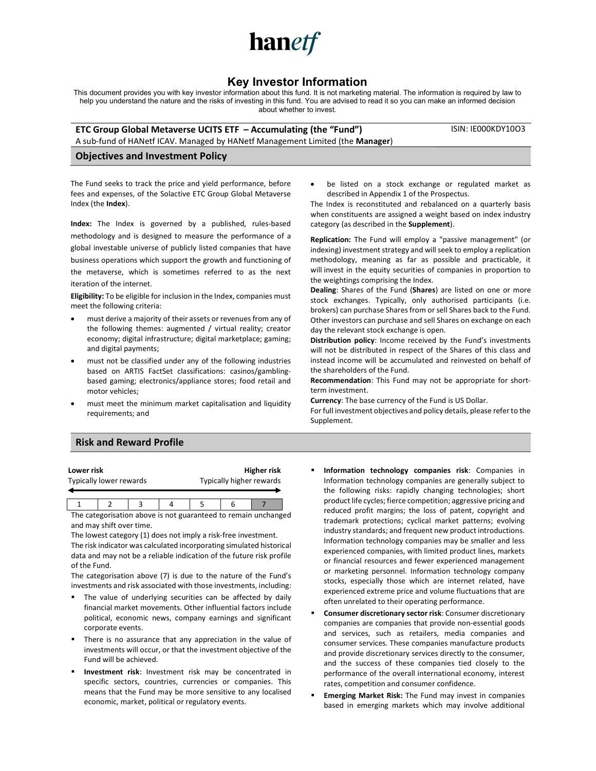hanetf

# Key Investor Information

This document provides you with key investor information about this fund. It is not marketing material. The information is required by law to help you understand the nature and the risks of investing in this fund. You are advised to read it so you can make an informed decision about whether to invest.

**ETC Group Global Metaverse UCITS ETF – Accumulating (the "Fund")** ISIN: IE000KDY10O3

A sub-fund of HANetf ICAV. Managed by HANetf Management Limited (the **Manager**)

## Objectives and Investment Policy

The Fund seeks to track the price and yield performance, before fees and expenses, of the Solactive ETC Group Global Metaverse Index (the **Index**).

**Index:** The Index is governed by a published, rules-based methodology and is designed to measure the performance of a global investable universe of publicly listed companies that have business operations which support the growth and functioning of the metaverse, which is sometimes referred to as the next iteration of the internet.

**Eligibility:** To be eligible for inclusion in the Index, companies must meet the following criteria:

- must derive a majority of their assets or revenues from any of the following themes: augmented / virtual reality; creator economy; digital infrastructure; digital marketplace; gaming; and digital payments;
- must not be classified under any of the following industries based on ARTIS FactSet classifications: casinos/gambling-based gaming; electronics/appliance stores; food retail and motor vehicles;
- must meet the minimum market capitalisation and liquidity requirements; and
- be listed on a stock exchange or regulated market as described in Appendix 1 of the Prospectus.

The Index is reconstituted and rebalanced on a quarterly basis when constituents are assigned a weight based on index industry category (as described in the **Supplement**).

**Replication:** The Fund will employ a "passive management" (or indexing) investment strategy and will seek to employ a replication methodology, meaning as far as possible and practicable, it will invest in the equity securities of companies in proportion to the weightings comprising the Index.

**Dealing**: Shares of the Fund (**Shares**) are listed on one or more stock exchanges. Typically, only authorised participants (i.e. brokers) can purchase Shares from or sell Shares back to the Fund. Other investors can purchase and sell Shares on exchange on each day the relevant stock exchange is open.

**Distribution policy**: Income received by the Fund's investments will not be distributed in respect of the Shares of this class and instead income will be accumulated and reinvested on behalf of the shareholders of the Fund.

**Recommendation**: This Fund may not be appropriate for short-term investment.

**Currency**: The base currency of the Fund is US Dollar.

For full investment objectives and policy details, please refer to the Supplement.

## Risk and Reward Profile

| **Lower risk** Typically lower rewards | | | | | | **Higher risk** Typically higher rewards |
|---|---|---|---|---|---|---|
| 1 | 2 | 3 | 4 | 5 | 6 | **7** |

The categorisation above is not guaranteed to remain unchanged and may shift over time.

The lowest category (1) does not imply a risk-free investment.

The risk indicator was calculated incorporating simulated historical data and may not be a reliable indication of the future risk profile of the Fund.

The categorisation above (7) is due to the nature of the Fund's investments and risk associated with those investments, including:

- The value of underlying securities can be affected by daily financial market movements. Other influential factors include political, economic news, company earnings and significant corporate events.
- There is no assurance that any appreciation in the value of investments will occur, or that the investment objective of the Fund will be achieved.
- **Investment risk**: Investment risk may be concentrated in specific sectors, countries, currencies or companies. This means that the Fund may be more sensitive to any localised economic, market, political or regulatory events.
- **Information technology companies risk**: Companies in Information technology companies are generally subject to the following risks: rapidly changing technologies; short product life cycles; fierce competition; aggressive pricing and reduced profit margins; the loss of patent, copyright and trademark protections; cyclical market patterns; evolving industry standards; and frequent new product introductions. Information technology companies may be smaller and less experienced companies, with limited product lines, markets or financial resources and fewer experienced management or marketing personnel. Information technology company stocks, especially those which are internet related, have experienced extreme price and volume fluctuations that are often unrelated to their operating performance.
- **Consumer discretionary sector risk**: Consumer discretionary companies are companies that provide non-essential goods and services, such as retailers, media companies and consumer services. These companies manufacture products and provide discretionary services directly to the consumer, and the success of these companies tied closely to the performance of the overall international economy, interest rates, competition and consumer confidence.
- **Emerging Market Risk:** The Fund may invest in companies based in emerging markets which may involve additional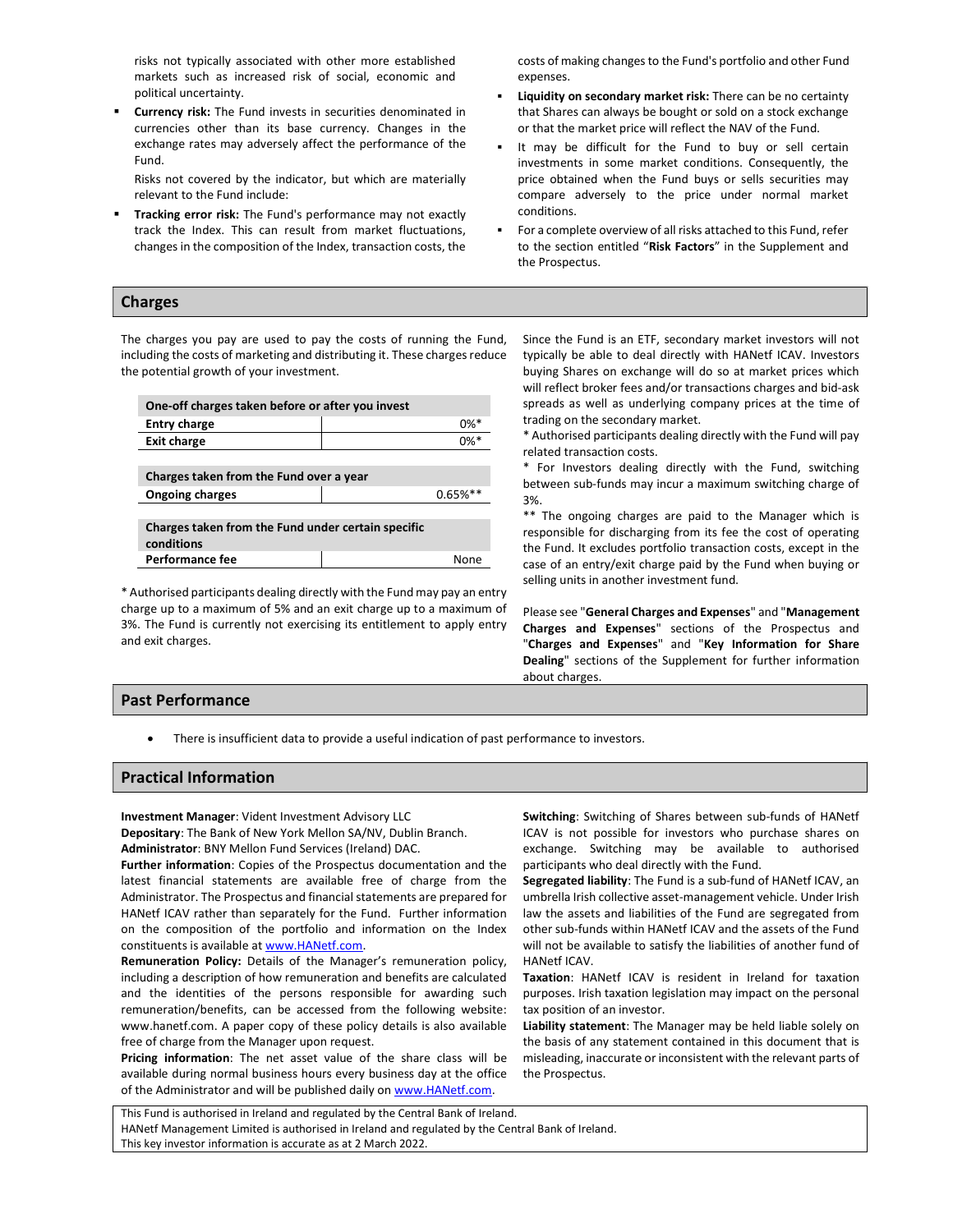risks not typically associated with other more established markets such as increased risk of social, economic and political uncertainty.

- **Currency risk:** The Fund invests in securities denominated in currencies other than its base currency. Changes in the exchange rates may adversely affect the performance of the Fund.

  Risks not covered by the indicator, but which are materially relevant to the Fund include:

- **Tracking error risk:** The Fund's performance may not exactly track the Index. This can result from market fluctuations, changes in the composition of the Index, transaction costs, the costs of making changes to the Fund's portfolio and other Fund expenses.
- **Liquidity on secondary market risk:** There can be no certainty that Shares can always be bought or sold on a stock exchange or that the market price will reflect the NAV of the Fund.
- It may be difficult for the Fund to buy or sell certain investments in some market conditions. Consequently, the price obtained when the Fund buys or sells securities may compare adversely to the price under normal market conditions.
- For a complete overview of all risks attached to this Fund, refer to the section entitled "**Risk Factors**" in the Supplement and the Prospectus.

## Charges

The charges you pay are used to pay the costs of running the Fund, including the costs of marketing and distributing it. These charges reduce the potential growth of your investment.

| One-off charges taken before or after you invest | |
|---|---|
| **Entry charge** | 0%* |
| **Exit charge** | 0%* |
| **Charges taken from the Fund over a year** | |
| **Ongoing charges** | 0.65%** |
| **Charges taken from the Fund under certain specific conditions** | |
| **Performance fee** | None |

* Authorised participants dealing directly with the Fund may pay an entry charge up to a maximum of 5% and an exit charge up to a maximum of 3%. The Fund is currently not exercising its entitlement to apply entry and exit charges.

Since the Fund is an ETF, secondary market investors will not typically be able to deal directly with HANetf ICAV. Investors buying Shares on exchange will do so at market prices which will reflect broker fees and/or transactions charges and bid-ask spreads as well as underlying company prices at the time of trading on the secondary market.

* Authorised participants dealing directly with the Fund will pay related transaction costs.

* For Investors dealing directly with the Fund, switching between sub-funds may incur a maximum switching charge of 3%.

** The ongoing charges are paid to the Manager which is responsible for discharging from its fee the cost of operating the Fund. It excludes portfolio transaction costs, except in the case of an entry/exit charge paid by the Fund when buying or selling units in another investment fund.

Please see "**General Charges and Expenses**" and "**Management Charges and Expenses**" sections of the Prospectus and "**Charges and Expenses**" and "**Key Information for Share Dealing**" sections of the Supplement for further information about charges.

## Past Performance

- There is insufficient data to provide a useful indication of past performance to investors.

## Practical Information

**Investment Manager**: Vident Investment Advisory LLC

**Depositary**: The Bank of New York Mellon SA/NV, Dublin Branch.

**Administrator**: BNY Mellon Fund Services (Ireland) DAC.

**Further information**: Copies of the Prospectus documentation and the latest financial statements are available free of charge from the Administrator. The Prospectus and financial statements are prepared for HANetf ICAV rather than separately for the Fund. Further information on the composition of the portfolio and information on the Index constituents is available at www.HANetf.com.

**Remuneration Policy:** Details of the Manager's remuneration policy, including a description of how remuneration and benefits are calculated and the identities of the persons responsible for awarding such remuneration/benefits, can be accessed from the following website: www.hanetf.com. A paper copy of these policy details is also available free of charge from the Manager upon request.

**Pricing information**: The net asset value of the share class will be available during normal business hours every business day at the office of the Administrator and will be published daily on www.HANetf.com.

**Switching**: Switching of Shares between sub-funds of HANetf ICAV is not possible for investors who purchase shares on exchange. Switching may be available to authorised participants who deal directly with the Fund.

**Segregated liability**: The Fund is a sub-fund of HANetf ICAV, an umbrella Irish collective asset-management vehicle. Under Irish law the assets and liabilities of the Fund are segregated from other sub-funds within HANetf ICAV and the assets of the Fund will not be available to satisfy the liabilities of another fund of HANetf ICAV.

**Taxation**: HANetf ICAV is resident in Ireland for taxation purposes. Irish taxation legislation may impact on the personal tax position of an investor.

**Liability statement**: The Manager may be held liable solely on the basis of any statement contained in this document that is misleading, inaccurate or inconsistent with the relevant parts of the Prospectus.

This Fund is authorised in Ireland and regulated by the Central Bank of Ireland.
HANetf Management Limited is authorised in Ireland and regulated by the Central Bank of Ireland.
This key investor information is accurate as at 2 March 2022.